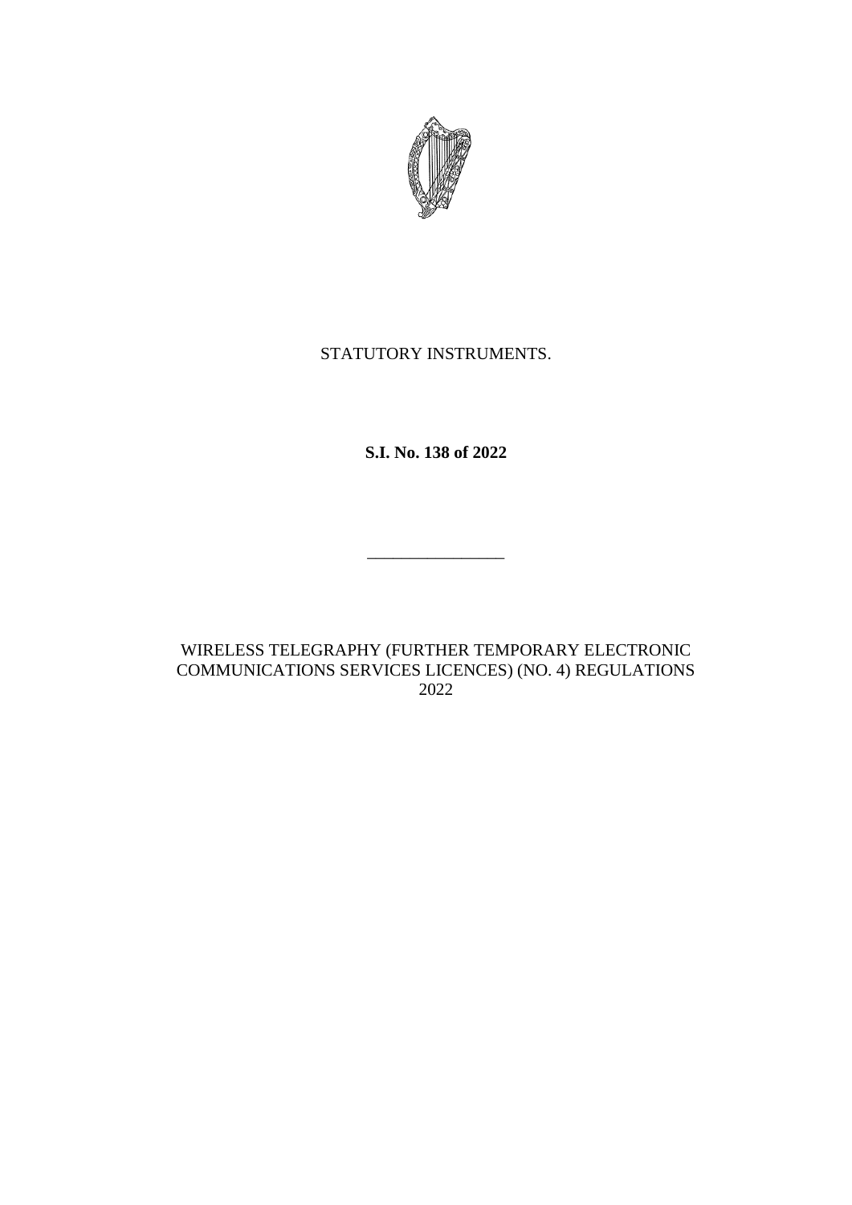STATUTORY INSTRUMENTS.

**S.I. No. 138 of 2022**

---

WIRELESS TELEGRAPHY (FURTHER TEMPORARY ELECTRONIC COMMUNICATIONS SERVICES LICENCES) (NO. 4) REGULATIONS 2022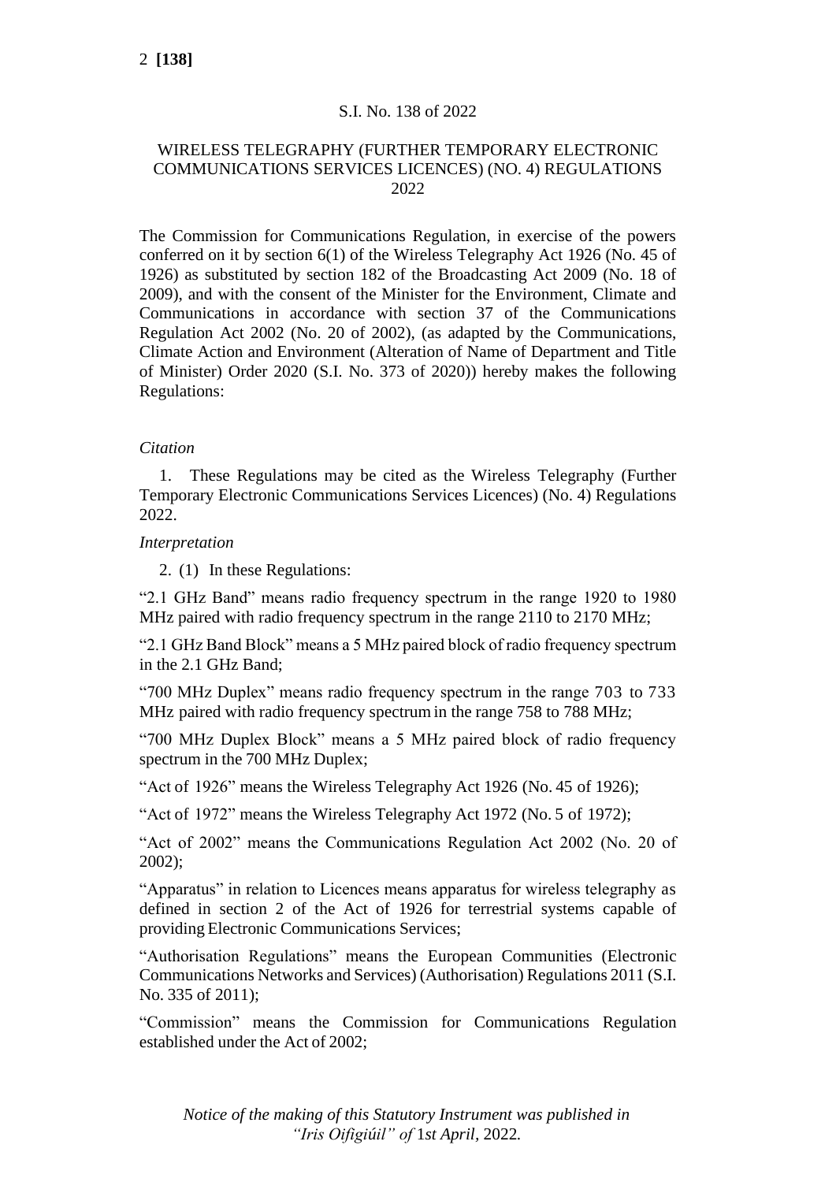S.I. No. 138 of 2022

# WIRELESS TELEGRAPHY (FURTHER TEMPORARY ELECTRONIC COMMUNICATIONS SERVICES LICENCES) (NO. 4) REGULATIONS 2022

The Commission for Communications Regulation, in exercise of the powers conferred on it by section 6(1) of the Wireless Telegraphy Act 1926 (No. 45 of 1926) as substituted by section 182 of the Broadcasting Act 2009 (No. 18 of 2009), and with the consent of the Minister for the Environment, Climate and Communications in accordance with section 37 of the Communications Regulation Act 2002 (No. 20 of 2002), (as adapted by the Communications, Climate Action and Environment (Alteration of Name of Department and Title of Minister) Order 2020 (S.I. No. 373 of 2020)) hereby makes the following Regulations:

*Citation*

1. These Regulations may be cited as the Wireless Telegraphy (Further Temporary Electronic Communications Services Licences) (No. 4) Regulations 2022.

*Interpretation*

2. (1) In these Regulations:

"2.1 GHz Band" means radio frequency spectrum in the range 1920 to 1980 MHz paired with radio frequency spectrum in the range 2110 to 2170 MHz;

"2.1 GHz Band Block" means a 5 MHz paired block of radio frequency spectrum in the 2.1 GHz Band;

"700 MHz Duplex" means radio frequency spectrum in the range 703 to 733 MHz paired with radio frequency spectrum in the range 758 to 788 MHz;

"700 MHz Duplex Block" means a 5 MHz paired block of radio frequency spectrum in the 700 MHz Duplex;

"Act of 1926" means the Wireless Telegraphy Act 1926 (No. 45 of 1926);

"Act of 1972" means the Wireless Telegraphy Act 1972 (No. 5 of 1972);

"Act of 2002" means the Communications Regulation Act 2002 (No. 20 of 2002);

"Apparatus" in relation to Licences means apparatus for wireless telegraphy as defined in section 2 of the Act of 1926 for terrestrial systems capable of providing Electronic Communications Services;

"Authorisation Regulations" means the European Communities (Electronic Communications Networks and Services) (Authorisation) Regulations 2011 (S.I. No. 335 of 2011);

"Commission" means the Commission for Communications Regulation established under the Act of 2002;

*Notice of the making of this Statutory Instrument was published in "Iris Oifigiúil" of 1st April, 2022.*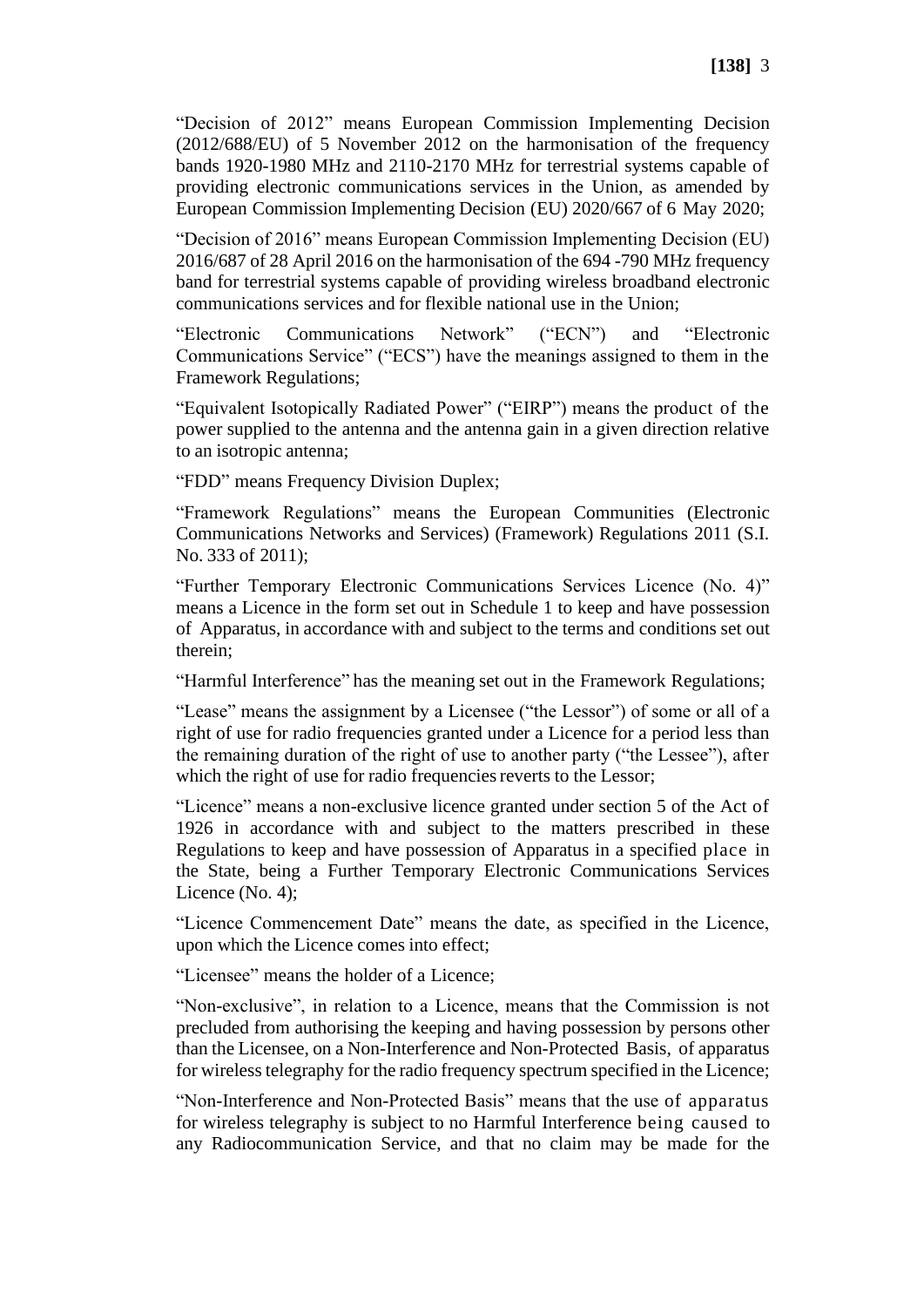"Decision of 2012" means European Commission Implementing Decision (2012/688/EU) of 5 November 2012 on the harmonisation of the frequency bands 1920-1980 MHz and 2110-2170 MHz for terrestrial systems capable of providing electronic communications services in the Union, as amended by European Commission Implementing Decision (EU) 2020/667 of 6 May 2020;

"Decision of 2016" means European Commission Implementing Decision (EU) 2016/687 of 28 April 2016 on the harmonisation of the 694 -790 MHz frequency band for terrestrial systems capable of providing wireless broadband electronic communications services and for flexible national use in the Union;

"Electronic Communications Network" ("ECN") and "Electronic Communications Service" ("ECS") have the meanings assigned to them in the Framework Regulations;

"Equivalent Isotopically Radiated Power" ("EIRP") means the product of the power supplied to the antenna and the antenna gain in a given direction relative to an isotropic antenna;

"FDD" means Frequency Division Duplex;

"Framework Regulations" means the European Communities (Electronic Communications Networks and Services) (Framework) Regulations 2011 (S.I. No. 333 of 2011);

"Further Temporary Electronic Communications Services Licence (No. 4)" means a Licence in the form set out in Schedule 1 to keep and have possession of Apparatus, in accordance with and subject to the terms and conditions set out therein;

"Harmful Interference" has the meaning set out in the Framework Regulations;

"Lease" means the assignment by a Licensee ("the Lessor") of some or all of a right of use for radio frequencies granted under a Licence for a period less than the remaining duration of the right of use to another party ("the Lessee"), after which the right of use for radio frequencies reverts to the Lessor;

"Licence" means a non-exclusive licence granted under section 5 of the Act of 1926 in accordance with and subject to the matters prescribed in these Regulations to keep and have possession of Apparatus in a specified place in the State, being a Further Temporary Electronic Communications Services Licence (No. 4);

"Licence Commencement Date" means the date, as specified in the Licence, upon which the Licence comes into effect;

"Licensee" means the holder of a Licence;

"Non-exclusive", in relation to a Licence, means that the Commission is not precluded from authorising the keeping and having possession by persons other than the Licensee, on a Non-Interference and Non-Protected Basis, of apparatus for wireless telegraphy for the radio frequency spectrum specified in the Licence;

"Non-Interference and Non-Protected Basis" means that the use of apparatus for wireless telegraphy is subject to no Harmful Interference being caused to any Radiocommunication Service, and that no claim may be made for the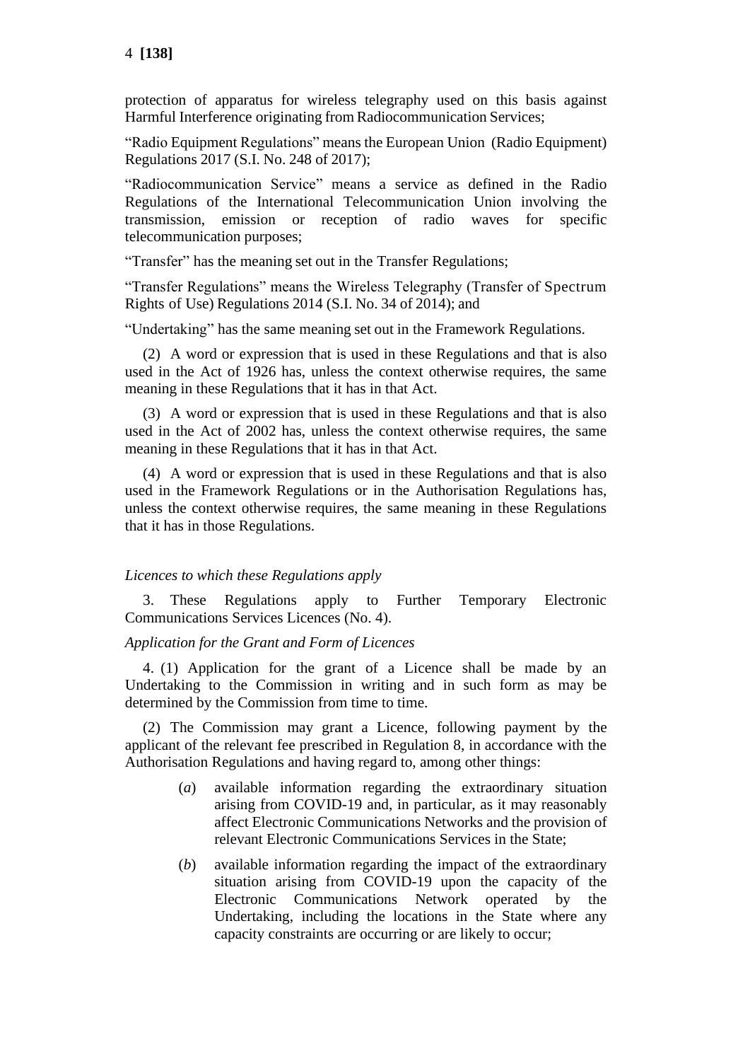protection of apparatus for wireless telegraphy used on this basis against Harmful Interference originating from Radiocommunication Services;

"Radio Equipment Regulations" means the European Union (Radio Equipment) Regulations 2017 (S.I. No. 248 of 2017);

"Radiocommunication Service" means a service as defined in the Radio Regulations of the International Telecommunication Union involving the transmission, emission or reception of radio waves for specific telecommunication purposes;

"Transfer" has the meaning set out in the Transfer Regulations;

"Transfer Regulations" means the Wireless Telegraphy (Transfer of Spectrum Rights of Use) Regulations 2014 (S.I. No. 34 of 2014); and

"Undertaking" has the same meaning set out in the Framework Regulations.

(2) A word or expression that is used in these Regulations and that is also used in the Act of 1926 has, unless the context otherwise requires, the same meaning in these Regulations that it has in that Act.

(3) A word or expression that is used in these Regulations and that is also used in the Act of 2002 has, unless the context otherwise requires, the same meaning in these Regulations that it has in that Act.

(4) A word or expression that is used in these Regulations and that is also used in the Framework Regulations or in the Authorisation Regulations has, unless the context otherwise requires, the same meaning in these Regulations that it has in those Regulations.

*Licences to which these Regulations apply*

3. These Regulations apply to Further Temporary Electronic Communications Services Licences (No. 4).

*Application for the Grant and Form of Licences*

4. (1) Application for the grant of a Licence shall be made by an Undertaking to the Commission in writing and in such form as may be determined by the Commission from time to time.

(2) The Commission may grant a Licence, following payment by the applicant of the relevant fee prescribed in Regulation 8, in accordance with the Authorisation Regulations and having regard to, among other things:

(*a*) available information regarding the extraordinary situation arising from COVID-19 and, in particular, as it may reasonably affect Electronic Communications Networks and the provision of relevant Electronic Communications Services in the State;

(*b*) available information regarding the impact of the extraordinary situation arising from COVID-19 upon the capacity of the Electronic Communications Network operated by the Undertaking, including the locations in the State where any capacity constraints are occurring or are likely to occur;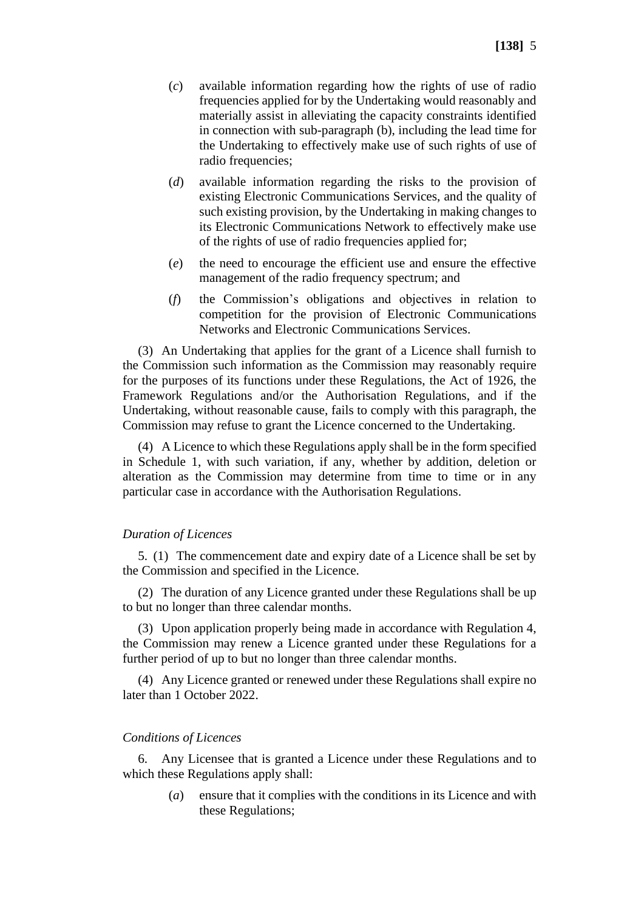(*c*) available information regarding how the rights of use of radio frequencies applied for by the Undertaking would reasonably and materially assist in alleviating the capacity constraints identified in connection with sub-paragraph (b), including the lead time for the Undertaking to effectively make use of such rights of use of radio frequencies;

(*d*) available information regarding the risks to the provision of existing Electronic Communications Services, and the quality of such existing provision, by the Undertaking in making changes to its Electronic Communications Network to effectively make use of the rights of use of radio frequencies applied for;

(*e*) the need to encourage the efficient use and ensure the effective management of the radio frequency spectrum; and

(*f*) the Commission's obligations and objectives in relation to competition for the provision of Electronic Communications Networks and Electronic Communications Services.

(3) An Undertaking that applies for the grant of a Licence shall furnish to the Commission such information as the Commission may reasonably require for the purposes of its functions under these Regulations, the Act of 1926, the Framework Regulations and/or the Authorisation Regulations, and if the Undertaking, without reasonable cause, fails to comply with this paragraph, the Commission may refuse to grant the Licence concerned to the Undertaking.

(4) A Licence to which these Regulations apply shall be in the form specified in Schedule 1, with such variation, if any, whether by addition, deletion or alteration as the Commission may determine from time to time or in any particular case in accordance with the Authorisation Regulations.

*Duration of Licences*

5. (1) The commencement date and expiry date of a Licence shall be set by the Commission and specified in the Licence.

(2) The duration of any Licence granted under these Regulations shall be up to but no longer than three calendar months.

(3) Upon application properly being made in accordance with Regulation 4, the Commission may renew a Licence granted under these Regulations for a further period of up to but no longer than three calendar months.

(4) Any Licence granted or renewed under these Regulations shall expire no later than 1 October 2022.

*Conditions of Licences*

6. Any Licensee that is granted a Licence under these Regulations and to which these Regulations apply shall:

(*a*) ensure that it complies with the conditions in its Licence and with these Regulations;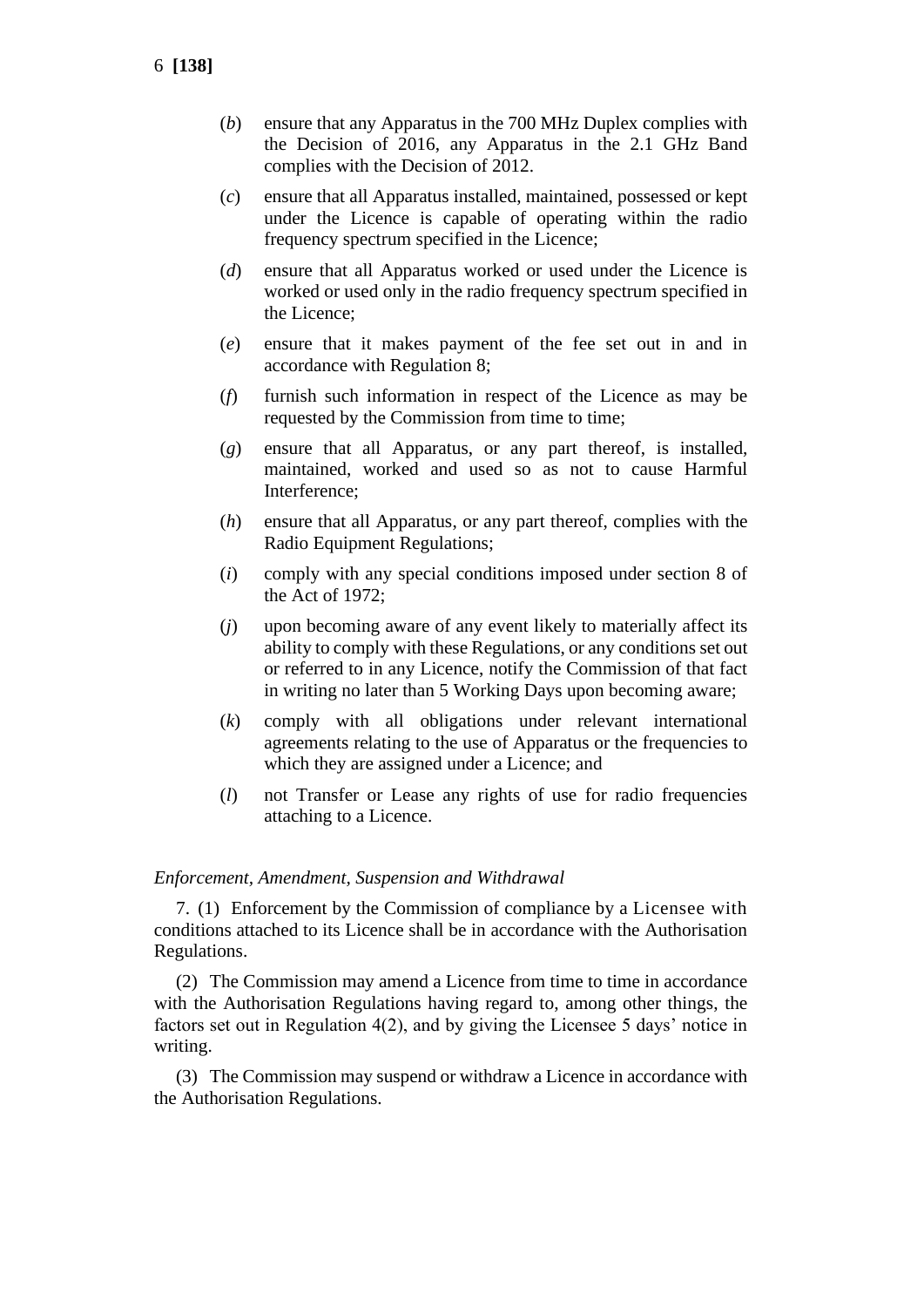(*b*) ensure that any Apparatus in the 700 MHz Duplex complies with the Decision of 2016, any Apparatus in the 2.1 GHz Band complies with the Decision of 2012.

(*c*) ensure that all Apparatus installed, maintained, possessed or kept under the Licence is capable of operating within the radio frequency spectrum specified in the Licence;

(*d*) ensure that all Apparatus worked or used under the Licence is worked or used only in the radio frequency spectrum specified in the Licence;

(*e*) ensure that it makes payment of the fee set out in and in accordance with Regulation 8;

(*f*) furnish such information in respect of the Licence as may be requested by the Commission from time to time;

(*g*) ensure that all Apparatus, or any part thereof, is installed, maintained, worked and used so as not to cause Harmful Interference;

(*h*) ensure that all Apparatus, or any part thereof, complies with the Radio Equipment Regulations;

(*i*) comply with any special conditions imposed under section 8 of the Act of 1972;

(*j*) upon becoming aware of any event likely to materially affect its ability to comply with these Regulations, or any conditions set out or referred to in any Licence, notify the Commission of that fact in writing no later than 5 Working Days upon becoming aware;

(*k*) comply with all obligations under relevant international agreements relating to the use of Apparatus or the frequencies to which they are assigned under a Licence; and

(*l*) not Transfer or Lease any rights of use for radio frequencies attaching to a Licence.

*Enforcement, Amendment, Suspension and Withdrawal*

7. (1) Enforcement by the Commission of compliance by a Licensee with conditions attached to its Licence shall be in accordance with the Authorisation Regulations.

(2) The Commission may amend a Licence from time to time in accordance with the Authorisation Regulations having regard to, among other things, the factors set out in Regulation 4(2), and by giving the Licensee 5 days' notice in writing.

(3) The Commission may suspend or withdraw a Licence in accordance with the Authorisation Regulations.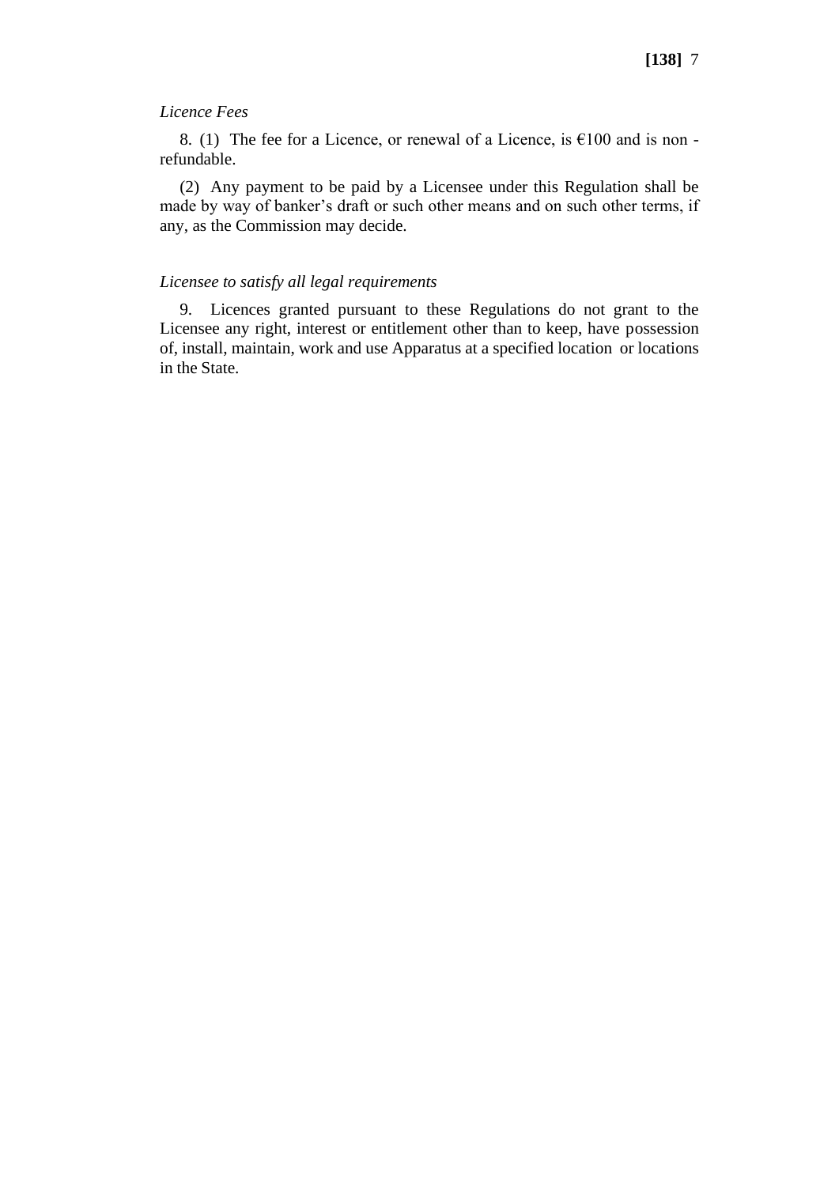*Licence Fees*

8. (1) The fee for a Licence, or renewal of a Licence, is €100 and is non - refundable.

(2) Any payment to be paid by a Licensee under this Regulation shall be made by way of banker's draft or such other means and on such other terms, if any, as the Commission may decide.

*Licensee to satisfy all legal requirements*

9. Licences granted pursuant to these Regulations do not grant to the Licensee any right, interest or entitlement other than to keep, have possession of, install, maintain, work and use Apparatus at a specified location or locations in the State.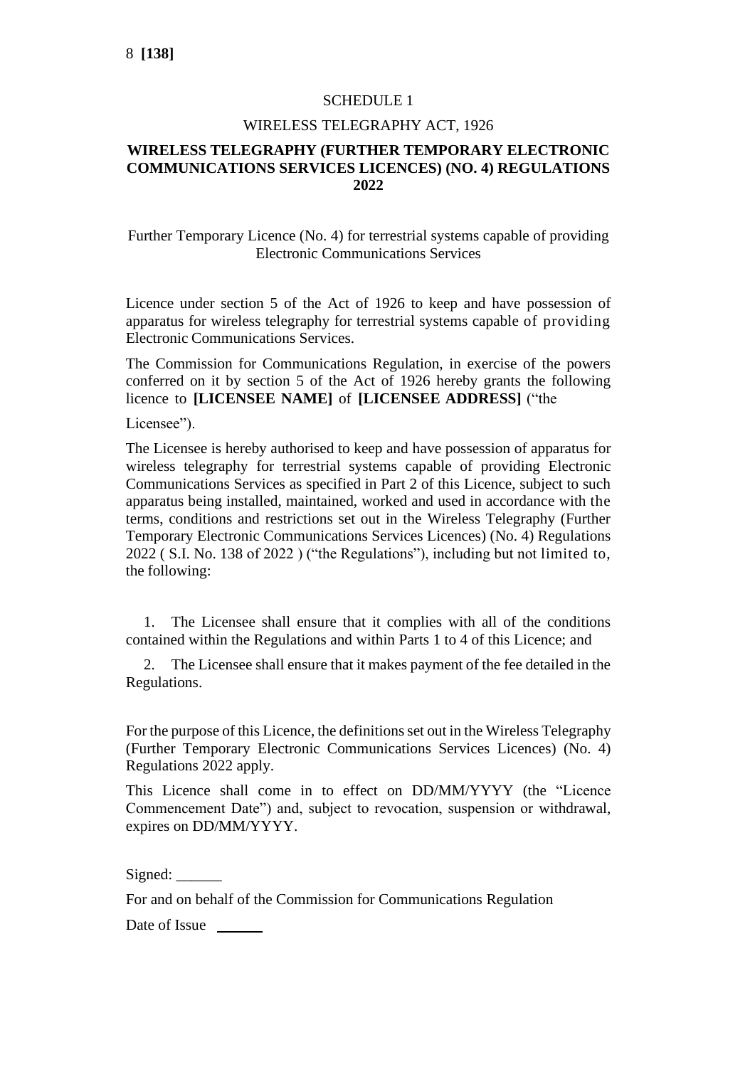SCHEDULE 1

WIRELESS TELEGRAPHY ACT, 1926

**WIRELESS TELEGRAPHY (FURTHER TEMPORARY ELECTRONIC COMMUNICATIONS SERVICES LICENCES) (NO. 4) REGULATIONS 2022**

Further Temporary Licence (No. 4) for terrestrial systems capable of providing Electronic Communications Services

Licence under section 5 of the Act of 1926 to keep and have possession of apparatus for wireless telegraphy for terrestrial systems capable of providing Electronic Communications Services.

The Commission for Communications Regulation, in exercise of the powers conferred on it by section 5 of the Act of 1926 hereby grants the following licence to **[LICENSEE NAME]** of **[LICENSEE ADDRESS]** ("the Licensee").

The Licensee is hereby authorised to keep and have possession of apparatus for wireless telegraphy for terrestrial systems capable of providing Electronic Communications Services as specified in Part 2 of this Licence, subject to such apparatus being installed, maintained, worked and used in accordance with the terms, conditions and restrictions set out in the Wireless Telegraphy (Further Temporary Electronic Communications Services Licences) (No. 4) Regulations 2022 ( S.I. No. 138 of 2022 ) ("the Regulations"), including but not limited to, the following:

1. The Licensee shall ensure that it complies with all of the conditions contained within the Regulations and within Parts 1 to 4 of this Licence; and

2. The Licensee shall ensure that it makes payment of the fee detailed in the Regulations.

For the purpose of this Licence, the definitions set out in the Wireless Telegraphy (Further Temporary Electronic Communications Services Licences) (No. 4) Regulations 2022 apply.

This Licence shall come in to effect on DD/MM/YYYY (the "Licence Commencement Date") and, subject to revocation, suspension or withdrawal, expires on DD/MM/YYYY.

Signed: ______

For and on behalf of the Commission for Communications Regulation

Date of Issue ______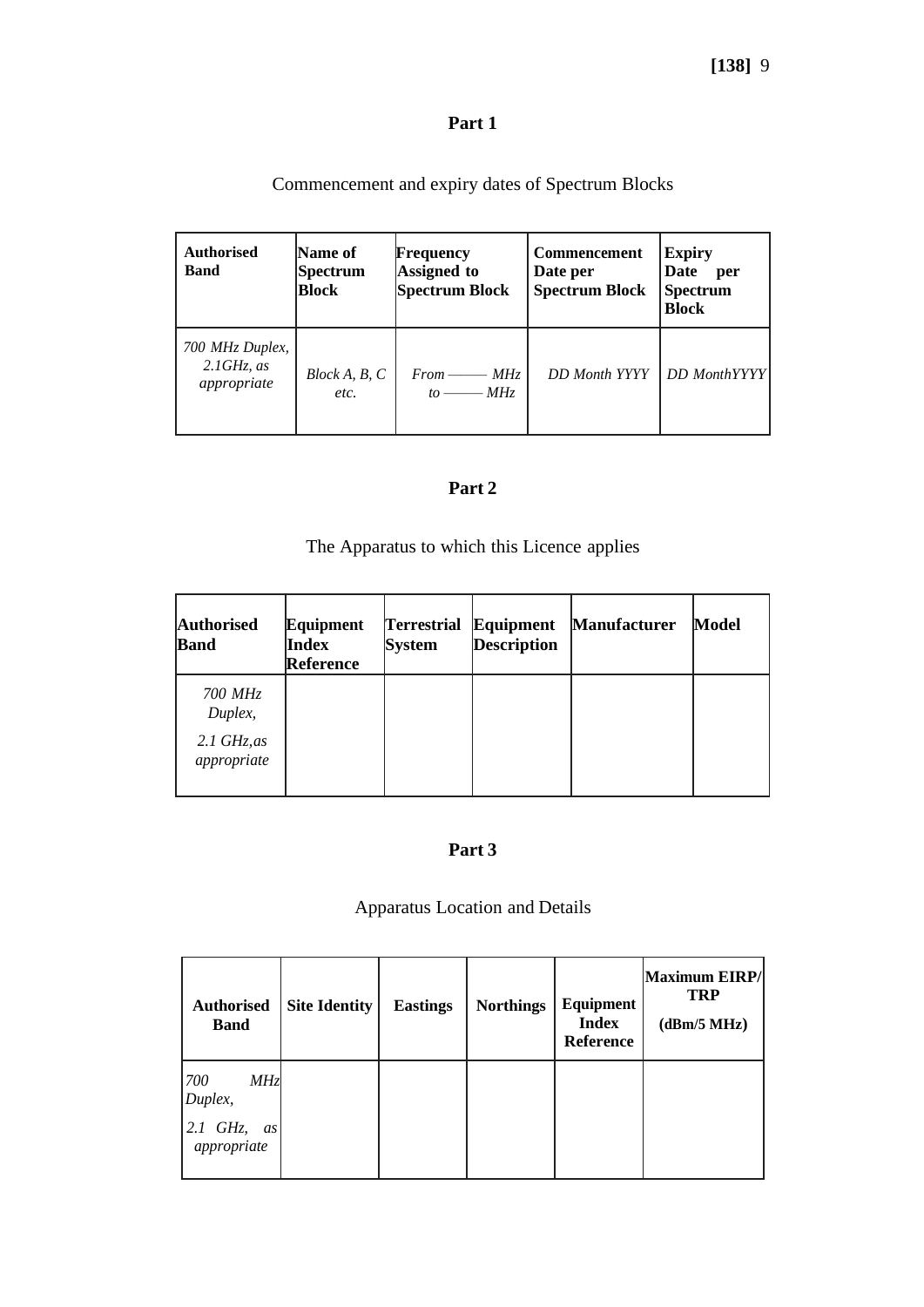## Part 1

Commencement and expiry dates of Spectrum Blocks

| Authorised Band | Name of Spectrum Block | Frequency Assigned to Spectrum Block | Commencement Date per Spectrum Block | Expiry Date per Spectrum Block |
|---|---|---|---|---|
| *700 MHz Duplex, 2.1GHz, as appropriate* | *Block A, B, C etc.* | *From ——— MHz to ——— MHz* | *DD Month YYYY* | *DD MonthYYYY* |

## Part 2

The Apparatus to which this Licence applies

| Authorised Band | Equipment Index Reference | Terrestrial System | Equipment Description | Manufacturer | Model |
|---|---|---|---|---|---|
| *700 MHz Duplex, 2.1 GHz,as appropriate* | | | | | |

## Part 3

Apparatus Location and Details

| Authorised Band | Site Identity | Eastings | Northings | Equipment Index Reference | Maximum EIRP/ TRP (dBm/5 MHz) |
|---|---|---|---|---|---|
| *700 MHz Duplex, 2.1 GHz, as appropriate* | | | | | |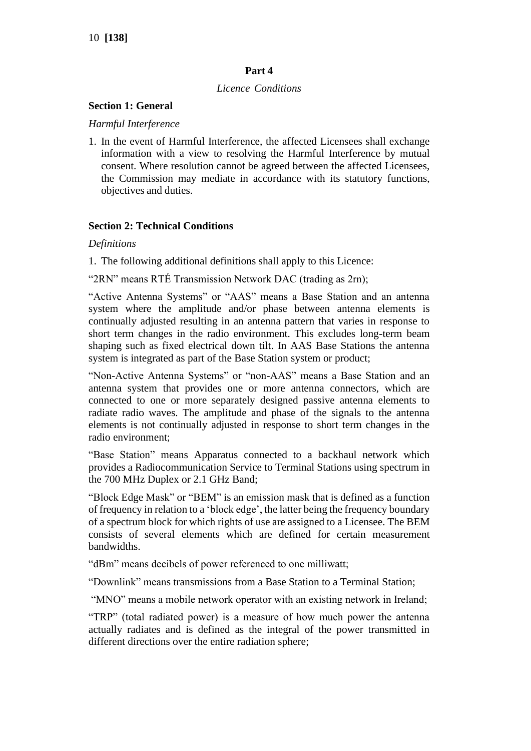## Part 4

*Licence Conditions*

### Section 1: General

*Harmful Interference*

1. In the event of Harmful Interference, the affected Licensees shall exchange information with a view to resolving the Harmful Interference by mutual consent. Where resolution cannot be agreed between the affected Licensees, the Commission may mediate in accordance with its statutory functions, objectives and duties.

### Section 2: Technical Conditions

*Definitions*

1. The following additional definitions shall apply to this Licence:

"2RN" means RTÉ Transmission Network DAC (trading as 2rn);

"Active Antenna Systems" or "AAS" means a Base Station and an antenna system where the amplitude and/or phase between antenna elements is continually adjusted resulting in an antenna pattern that varies in response to short term changes in the radio environment. This excludes long-term beam shaping such as fixed electrical down tilt. In AAS Base Stations the antenna system is integrated as part of the Base Station system or product;

"Non-Active Antenna Systems" or "non-AAS" means a Base Station and an antenna system that provides one or more antenna connectors, which are connected to one or more separately designed passive antenna elements to radiate radio waves. The amplitude and phase of the signals to the antenna elements is not continually adjusted in response to short term changes in the radio environment;

"Base Station" means Apparatus connected to a backhaul network which provides a Radiocommunication Service to Terminal Stations using spectrum in the 700 MHz Duplex or 2.1 GHz Band;

"Block Edge Mask" or "BEM" is an emission mask that is defined as a function of frequency in relation to a 'block edge', the latter being the frequency boundary of a spectrum block for which rights of use are assigned to a Licensee. The BEM consists of several elements which are defined for certain measurement bandwidths.

"dBm" means decibels of power referenced to one milliwatt;

"Downlink" means transmissions from a Base Station to a Terminal Station;

"MNO" means a mobile network operator with an existing network in Ireland;

"TRP" (total radiated power) is a measure of how much power the antenna actually radiates and is defined as the integral of the power transmitted in different directions over the entire radiation sphere;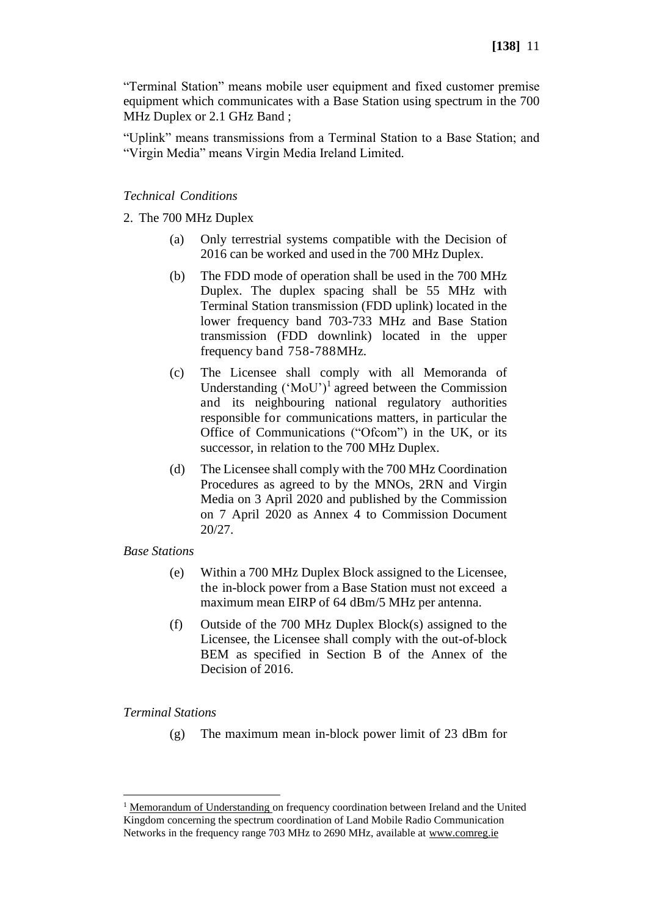"Terminal Station" means mobile user equipment and fixed customer premise equipment which communicates with a Base Station using spectrum in the 700 MHz Duplex or 2.1 GHz Band ;

"Uplink" means transmissions from a Terminal Station to a Base Station; and "Virgin Media" means Virgin Media Ireland Limited.

*Technical Conditions*

2. The 700 MHz Duplex

(a) Only terrestrial systems compatible with the Decision of 2016 can be worked and used in the 700 MHz Duplex.

(b) The FDD mode of operation shall be used in the 700 MHz Duplex. The duplex spacing shall be 55 MHz with Terminal Station transmission (FDD uplink) located in the lower frequency band 703-733 MHz and Base Station transmission (FDD downlink) located in the upper frequency band 758-788MHz.

(c) The Licensee shall comply with all Memoranda of Understanding ('MoU')[1] agreed between the Commission and its neighbouring national regulatory authorities responsible for communications matters, in particular the Office of Communications ("Ofcom") in the UK, or its successor, in relation to the 700 MHz Duplex.

(d) The Licensee shall comply with the 700 MHz Coordination Procedures as agreed to by the MNOs, 2RN and Virgin Media on 3 April 2020 and published by the Commission on 7 April 2020 as Annex 4 to Commission Document 20/27.

*Base Stations*

(e) Within a 700 MHz Duplex Block assigned to the Licensee, the in-block power from a Base Station must not exceed a maximum mean EIRP of 64 dBm/5 MHz per antenna.

(f) Outside of the 700 MHz Duplex Block(s) assigned to the Licensee, the Licensee shall comply with the out-of-block BEM as specified in Section B of the Annex of the Decision of 2016.

*Terminal Stations*

(g) The maximum mean in-block power limit of 23 dBm for

---

[1] Memorandum of Understanding on frequency coordination between Ireland and the United Kingdom concerning the spectrum coordination of Land Mobile Radio Communication Networks in the frequency range 703 MHz to 2690 MHz, available at www.comreg.ie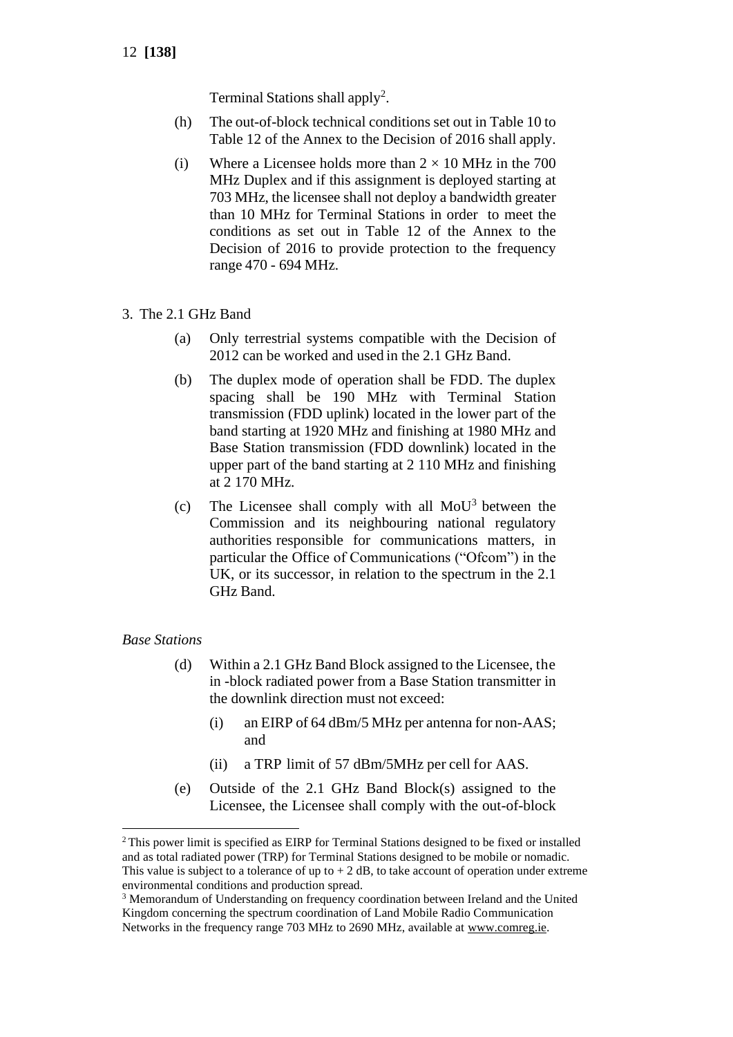Terminal Stations shall apply[2].

(h) The out-of-block technical conditions set out in Table 10 to Table 12 of the Annex to the Decision of 2016 shall apply.

(i) Where a Licensee holds more than $2 \times 10$ MHz in the 700 MHz Duplex and if this assignment is deployed starting at 703 MHz, the licensee shall not deploy a bandwidth greater than 10 MHz for Terminal Stations in order to meet the conditions as set out in Table 12 of the Annex to the Decision of 2016 to provide protection to the frequency range 470 - 694 MHz.

3. The 2.1 GHz Band

(a) Only terrestrial systems compatible with the Decision of 2012 can be worked and used in the 2.1 GHz Band.

(b) The duplex mode of operation shall be FDD. The duplex spacing shall be 190 MHz with Terminal Station transmission (FDD uplink) located in the lower part of the band starting at 1920 MHz and finishing at 1980 MHz and Base Station transmission (FDD downlink) located in the upper part of the band starting at 2 110 MHz and finishing at 2 170 MHz.

(c) The Licensee shall comply with all MoU[3] between the Commission and its neighbouring national regulatory authorities responsible for communications matters, in particular the Office of Communications ("Ofcom") in the UK, or its successor, in relation to the spectrum in the 2.1 GHz Band.

*Base Stations*

(d) Within a 2.1 GHz Band Block assigned to the Licensee, the in -block radiated power from a Base Station transmitter in the downlink direction must not exceed:

  (i) an EIRP of 64 dBm/5 MHz per antenna for non-AAS; and

  (ii) a TRP limit of 57 dBm/5MHz per cell for AAS.

(e) Outside of the 2.1 GHz Band Block(s) assigned to the Licensee, the Licensee shall comply with the out-of-block

---

[2] This power limit is specified as EIRP for Terminal Stations designed to be fixed or installed and as total radiated power (TRP) for Terminal Stations designed to be mobile or nomadic. This value is subject to a tolerance of up to + 2 dB, to take account of operation under extreme environmental conditions and production spread.

[3] Memorandum of Understanding on frequency coordination between Ireland and the United Kingdom concerning the spectrum coordination of Land Mobile Radio Communication Networks in the frequency range 703 MHz to 2690 MHz, available at www.comreg.ie.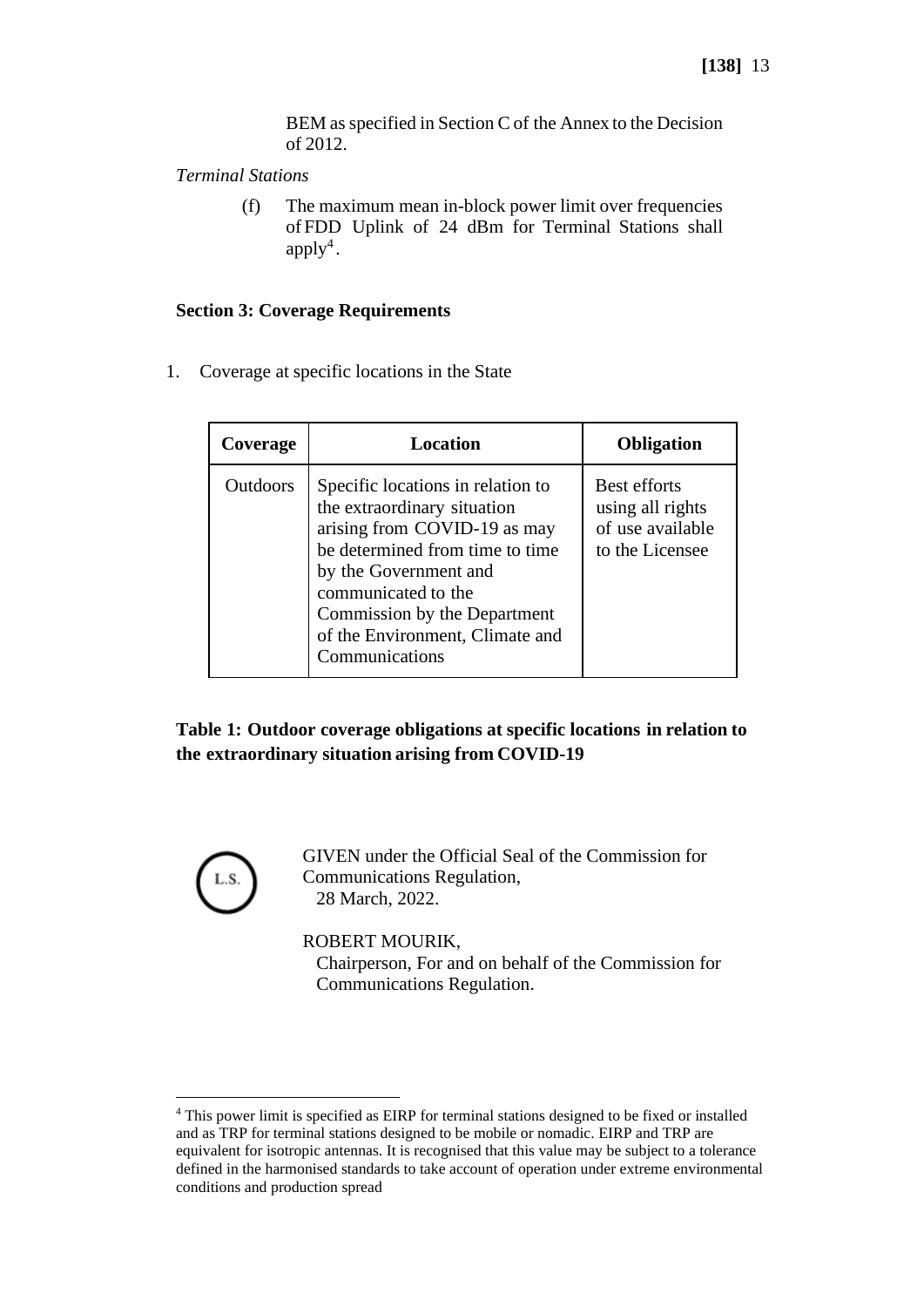BEM as specified in Section C of the Annex to the Decision of 2012.

*Terminal Stations*

(f) The maximum mean in-block power limit over frequencies of FDD Uplink of 24 dBm for Terminal Stations shall apply[4].

**Section 3: Coverage Requirements**

1. Coverage at specific locations in the State

| Coverage | Location | Obligation |
|---|---|---|
| Outdoors | Specific locations in relation to the extraordinary situation arising from COVID-19 as may be determined from time to time by the Government and communicated to the Commission by the Department of the Environment, Climate and Communications | Best efforts using all rights of use available to the Licensee |

**Table 1: Outdoor coverage obligations at specific locations in relation to the extraordinary situation arising from COVID-19**

L.S.

GIVEN under the Official Seal of the Commission for Communications Regulation,
28 March, 2022.

ROBERT MOURIK,
Chairperson, For and on behalf of the Commission for Communications Regulation.

[4] This power limit is specified as EIRP for terminal stations designed to be fixed or installed and as TRP for terminal stations designed to be mobile or nomadic. EIRP and TRP are equivalent for isotropic antennas. It is recognised that this value may be subject to a tolerance defined in the harmonised standards to take account of operation under extreme environmental conditions and production spread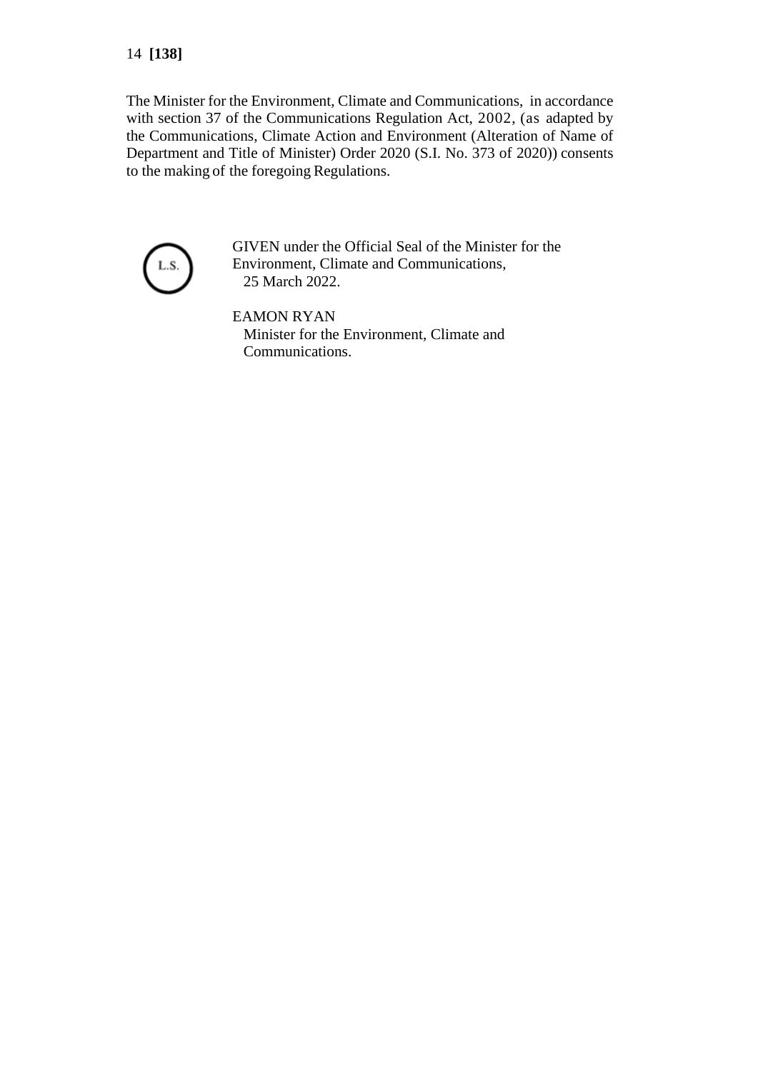The Minister for the Environment, Climate and Communications, in accordance with section 37 of the Communications Regulation Act, 2002, (as adapted by the Communications, Climate Action and Environment (Alteration of Name of Department and Title of Minister) Order 2020 (S.I. No. 373 of 2020)) consents to the making of the foregoing Regulations.

L.S.

GIVEN under the Official Seal of the Minister for the Environment, Climate and Communications,
25 March 2022.

EAMON RYAN
Minister for the Environment, Climate and Communications.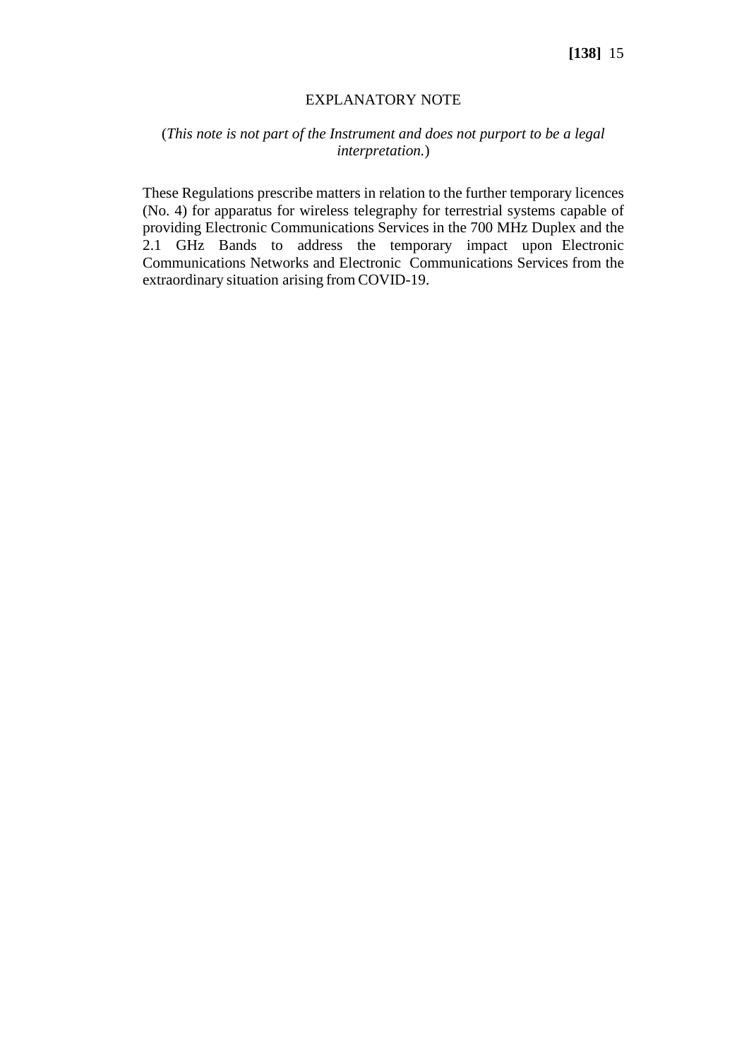## EXPLANATORY NOTE

(*This note is not part of the Instrument and does not purport to be a legal interpretation.*)

These Regulations prescribe matters in relation to the further temporary licences (No. 4) for apparatus for wireless telegraphy for terrestrial systems capable of providing Electronic Communications Services in the 700 MHz Duplex and the 2.1 GHz Bands to address the temporary impact upon Electronic Communications Networks and Electronic Communications Services from the extraordinary situation arising from COVID-19.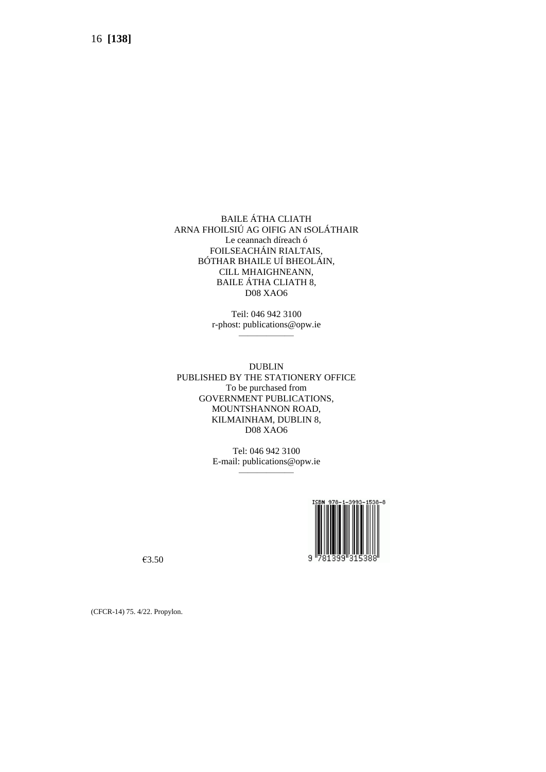BAILE ÁTHA CLIATH
ARNA FHOILSIÚ AG OIFIG AN tSOLÁTHAIR
Le ceannach díreach ó
FOILSEACHÁIN RIALTAIS,
BÓTHAR BHAILE UÍ BHEOLÁIN,
CILL MHAIGHNEANN,
BAILE ÁTHA CLIATH 8,
D08 XAO6

Teil: 046 942 3100
r-phost: publications@opw.ie

---

DUBLIN
PUBLISHED BY THE STATIONERY OFFICE
To be purchased from
GOVERNMENT PUBLICATIONS,
MOUNTSHANNON ROAD,
KILMAINHAM, DUBLIN 8,
D08 XAO6

Tel: 046 942 3100
E-mail: publications@opw.ie

---

ISBN 978-1-3993-1538-8

9 781399 315388

€3.50

(CFCR-14) 75. 4/22. Propylon.